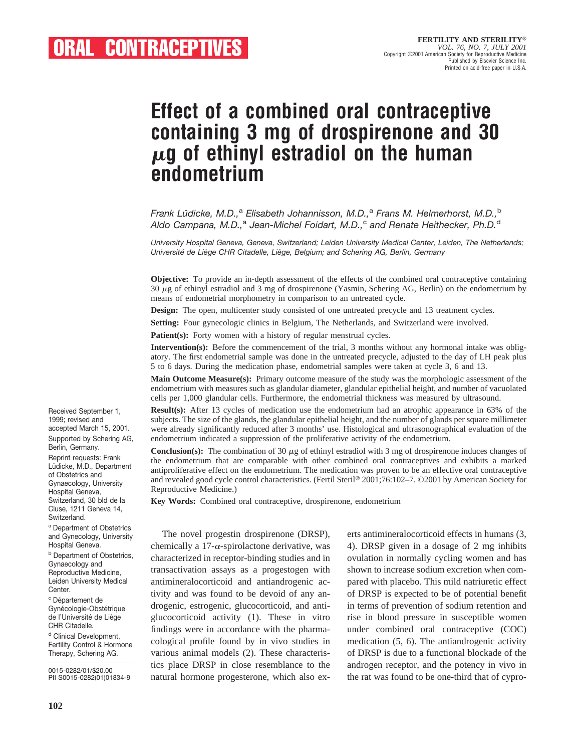ORAL CONTRACEPTIVES

# Effect of a combined oral contraceptive containing 3 mg of drospirenone and 30 $\mu$g of ethinyl estradiol on the human endometrium

*Frank Lüdicke, M.D.,[a] Elisabeth Johannisson, M.D.,[a] Frans M. Helmerhorst, M.D.,[b] Aldo Campana, M.D.,[a] Jean-Michel Foidart, M.D.,[c] and Renate Heithecker, Ph.D.[d]*

*University Hospital Geneva, Geneva, Switzerland; Leiden University Medical Center, Leiden, The Netherlands; Université de Liège CHR Citadelle, Liège, Belgium; and Schering AG, Berlin, Germany*

**Objective:** To provide an in-depth assessment of the effects of the combined oral contraceptive containing 30 $\mu$g of ethinyl estradiol and 3 mg of drospirenone (Yasmin, Schering AG, Berlin) on the endometrium by means of endometrial morphometry in comparison to an untreated cycle.

**Design:** The open, multicenter study consisted of one untreated precycle and 13 treatment cycles.

**Setting:** Four gynecologic clinics in Belgium, The Netherlands, and Switzerland were involved.

**Patient(s):** Forty women with a history of regular menstrual cycles.

**Intervention(s):** Before the commencement of the trial, 3 months without any hormonal intake was obligatory. The first endometrial sample was done in the untreated precycle, adjusted to the day of LH peak plus 5 to 6 days. During the medication phase, endometrial samples were taken at cycle 3, 6 and 13.

**Main Outcome Measure(s):** Primary outcome measure of the study was the morphologic assessment of the endometrium with measures such as glandular diameter, glandular epithelial height, and number of vacuolated cells per 1,000 glandular cells. Furthermore, the endometrial thickness was measured by ultrasound.

**Result(s):** After 13 cycles of medication use the endometrium had an atrophic appearance in 63% of the subjects. The size of the glands, the glandular epithelial height, and the number of glands per square millimeter were already significantly reduced after 3 months' use. Histological and ultrasonographical evaluation of the endometrium indicated a suppression of the proliferative activity of the endometrium.

**Conclusion(s):** The combination of 30 $\mu$g of ethinyl estradiol with 3 mg of drospirenone induces changes of the endometrium that are comparable with other combined oral contraceptives and exhibits a marked antiproliferative effect on the endometrium. The medication was proven to be an effective oral contraceptive and revealed good cycle control characteristics. (Fertil Steril® 2001;76:102–7. ©2001 by American Society for Reproductive Medicine.)

**Key Words:** Combined oral contraceptive, drospirenone, endometrium

Received September 1, 1999; revised and accepted March 15, 2001.

Supported by Schering AG, Berlin, Germany.

Reprint requests: Frank Lüdicke, M.D., Department of Obstetrics and Gynaecology, University Hospital Geneva, Switzerland, 30 bld de la Cluse, 1211 Geneva 14, Switzerland.

[a] Department of Obstetrics and Gynecology, University Hospital Geneva.

[b] Department of Obstetrics, Gynaecology and Reproductive Medicine, Leiden University Medical Center.

[c] Département de Gynécologie-Obstétrique de l'Université de Liège CHR Citadelle.

[d] Clinical Development, Fertility Control & Hormone Therapy, Schering AG.

0015-0282/01/$20.00
PII S0015-0282(01)01834-9

The novel progestin drospirenone (DRSP), chemically a 17-$\alpha$-spirolactone derivative, was characterized in receptor-binding studies and in transactivation assays as a progestogen with antimineralocorticoid and antiandrogenic activity and was found to be devoid of any androgenic, estrogenic, glucocorticoid, and antiglucocorticoid activity (1). These in vitro findings were in accordance with the pharmacological profile found by in vivo studies in various animal models (2). These characteristics place DRSP in close resemblance to the natural hormone progesterone, which also exerts antimineralocorticoid effects in humans (3, 4). DRSP given in a dosage of 2 mg inhibits ovulation in normally cycling women and has shown to increase sodium excretion when compared with placebo. This mild natriuretic effect of DRSP is expected to be of potential benefit in terms of prevention of sodium retention and rise in blood pressure in susceptible women under combined oral contraceptive (COC) medication (5, 6). The antiandrogenic activity of DRSP is due to a functional blockade of the androgen receptor, and the potency in vivo in the rat was found to be one-third that of cypro-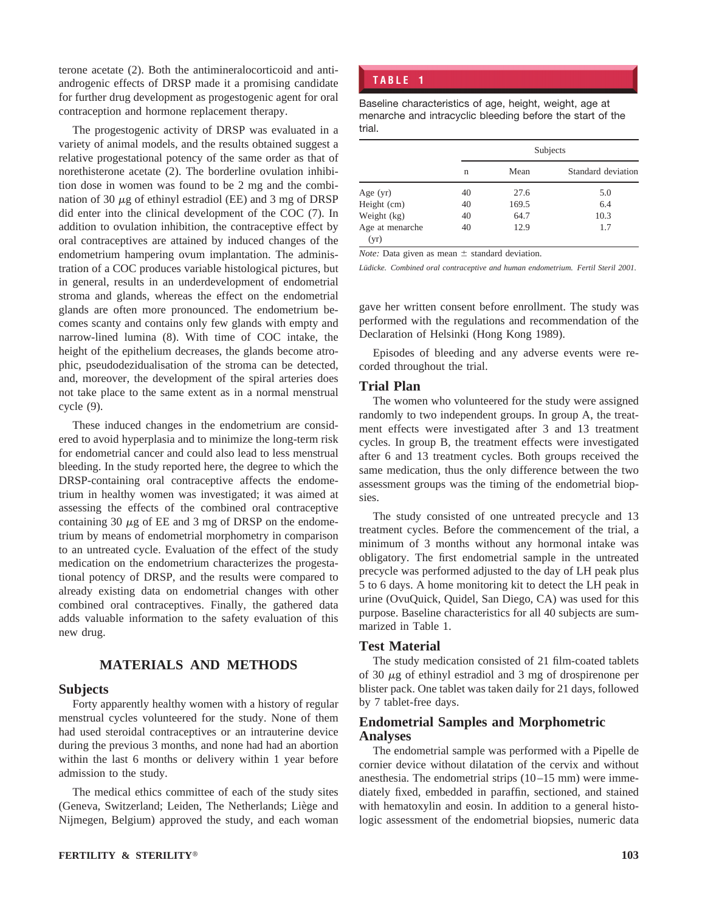terone acetate (2). Both the antimineralocorticoid and antiandrogenic effects of DRSP made it a promising candidate for further drug development as progestogenic agent for oral contraception and hormone replacement therapy.

The progestogenic activity of DRSP was evaluated in a variety of animal models, and the results obtained suggest a relative progestational potency of the same order as that of norethisterone acetate (2). The borderline ovulation inhibition dose in women was found to be 2 mg and the combination of 30 $\mu$g of ethinyl estradiol (EE) and 3 mg of DRSP did enter into the clinical development of the COC (7). In addition to ovulation inhibition, the contraceptive effect by oral contraceptives are attained by induced changes of the endometrium hampering ovum implantation. The administration of a COC produces variable histological pictures, but in general, results in an underdevelopment of endometrial stroma and glands, whereas the effect on the endometrial glands are often more pronounced. The endometrium becomes scanty and contains only few glands with empty and narrow-lined lumina (8). With time of COC intake, the height of the epithelium decreases, the glands become atrophic, pseudodezidualisation of the stroma can be detected, and, moreover, the development of the spiral arteries does not take place to the same extent as in a normal menstrual cycle (9).

These induced changes in the endometrium are considered to avoid hyperplasia and to minimize the long-term risk for endometrial cancer and could also lead to less menstrual bleeding. In the study reported here, the degree to which the DRSP-containing oral contraceptive affects the endometrium in healthy women was investigated; it was aimed at assessing the effects of the combined oral contraceptive containing 30 $\mu$g of EE and 3 mg of DRSP on the endometrium by means of endometrial morphometry in comparison to an untreated cycle. Evaluation of the effect of the study medication on the endometrium characterizes the progestational potency of DRSP, and the results were compared to already existing data on endometrial changes with other combined oral contraceptives. Finally, the gathered data adds valuable information to the safety evaluation of this new drug.

## MATERIALS AND METHODS

### Subjects

Forty apparently healthy women with a history of regular menstrual cycles volunteered for the study. None of them had used steroidal contraceptives or an intrauterine device during the previous 3 months, and none had had an abortion within the last 6 months or delivery within 1 year before admission to the study.

The medical ethics committee of each of the study sites (Geneva, Switzerland; Leiden, The Netherlands; Liège and Nijmegen, Belgium) approved the study, and each woman gave her written consent before enrollment. The study was performed with the regulations and recommendation of the Declaration of Helsinki (Hong Kong 1989).

Episodes of bleeding and any adverse events were recorded throughout the trial.

**TABLE 1**

Baseline characteristics of age, height, weight, age at menarche and intracyclic bleeding before the start of the trial.

| | Subjects | | |
|---|---|---|---|
| | n | Mean | Standard deviation |
| Age (yr) | 40 | 27.6 | 5.0 |
| Height (cm) | 40 | 169.5 | 6.4 |
| Weight (kg) | 40 | 64.7 | 10.3 |
| Age at menarche (yr) | 40 | 12.9 | 1.7 |

*Note:* Data given as mean ± standard deviation.

*Lüdicke. Combined oral contraceptive and human endometrium. Fertil Steril 2001.*

### Trial Plan

The women who volunteered for the study were assigned randomly to two independent groups. In group A, the treatment effects were investigated after 3 and 13 treatment cycles. In group B, the treatment effects were investigated after 6 and 13 treatment cycles. Both groups received the same medication, thus the only difference between the two assessment groups was the timing of the endometrial biopsies.

The study consisted of one untreated precycle and 13 treatment cycles. Before the commencement of the trial, a minimum of 3 months without any hormonal intake was obligatory. The first endometrial sample in the untreated precycle was performed adjusted to the day of LH peak plus 5 to 6 days. A home monitoring kit to detect the LH peak in urine (OvuQuick, Quidel, San Diego, CA) was used for this purpose. Baseline characteristics for all 40 subjects are summarized in Table 1.

### Test Material

The study medication consisted of 21 film-coated tablets of 30 $\mu$g of ethinyl estradiol and 3 mg of drospirenone per blister pack. One tablet was taken daily for 21 days, followed by 7 tablet-free days.

### Endometrial Samples and Morphometric Analyses

The endometrial sample was performed with a Pipelle de cornier device without dilatation of the cervix and without anesthesia. The endometrial strips (10–15 mm) were immediately fixed, embedded in paraffin, sectioned, and stained with hematoxylin and eosin. In addition to a general histologic assessment of the endometrial biopsies, numeric data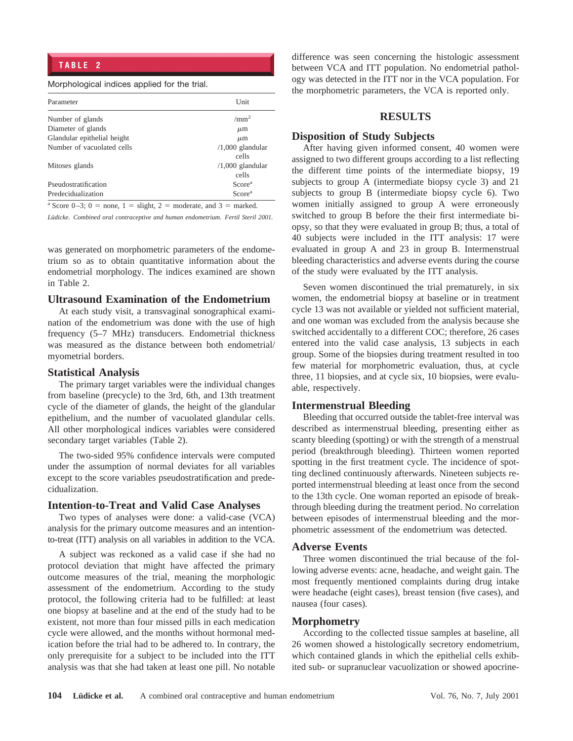**TABLE 2**

Morphological indices applied for the trial.

| Parameter | Unit |
|---|---|
| Number of glands | /mm$^2$ |
| Diameter of glands | $\mu$m |
| Glandular epithelial height | $\mu$m |
| Number of vacuolated cells | /1,000 glandular cells |
| Mitoses glands | /1,000 glandular cells |
| Pseudostratification | Score[a] |
| Predecidualization | Score[a] |

[a] Score 0–3; 0 = none, 1 = slight, 2 = moderate, and 3 = marked.

*Lüdicke. Combined oral contraceptive and human endometrium. Fertil Steril 2001.*

was generated on morphometric parameters of the endometrium so as to obtain quantitative information about the endometrial morphology. The indices examined are shown in Table 2.

### Ultrasound Examination of the Endometrium

At each study visit, a transvaginal sonographical examination of the endometrium was done with the use of high frequency (5–7 MHz) transducers. Endometrial thickness was measured as the distance between both endometrial/myometrial borders.

### Statistical Analysis

The primary target variables were the individual changes from baseline (precycle) to the 3rd, 6th, and 13th treatment cycle of the diameter of glands, the height of the glandular epithelium, and the number of vacuolated glandular cells. All other morphological indices variables were considered secondary target variables (Table 2).

The two-sided 95% confidence intervals were computed under the assumption of normal deviates for all variables except to the score variables pseudostratification and predecidualization.

### Intention-to-Treat and Valid Case Analyses

Two types of analyses were done: a valid-case (VCA) analysis for the primary outcome measures and an intention-to-treat (ITT) analysis on all variables in addition to the VCA.

A subject was reckoned as a valid case if she had no protocol deviation that might have affected the primary outcome measures of the trial, meaning the morphologic assessment of the endometrium. According to the study protocol, the following criteria had to be fulfilled: at least one biopsy at baseline and at the end of the study had to be existent, not more than four missed pills in each medication cycle were allowed, and the months without hormonal medication before the trial had to be adhered to. In contrary, the only prerequisite for a subject to be included into the ITT analysis was that she had taken at least one pill. No notable difference was seen concerning the histologic assessment between VCA and ITT population. No endometrial pathology was detected in the ITT nor in the VCA population. For the morphometric parameters, the VCA is reported only.

## RESULTS

### Disposition of Study Subjects

After having given informed consent, 40 women were assigned to two different groups according to a list reflecting the different time points of the intermediate biopsy, 19 subjects to group A (intermediate biopsy cycle 3) and 21 subjects to group B (intermediate biopsy cycle 6). Two women initially assigned to group A were erroneously switched to group B before the their first intermediate biopsy, so that they were evaluated in group B; thus, a total of 40 subjects were included in the ITT analysis: 17 were evaluated in group A and 23 in group B. Intermenstrual bleeding characteristics and adverse events during the course of the study were evaluated by the ITT analysis.

Seven women discontinued the trial prematurely, in six women, the endometrial biopsy at baseline or in treatment cycle 13 was not available or yielded not sufficient material, and one woman was excluded from the analysis because she switched accidentally to a different COC; therefore, 26 cases entered into the valid case analysis, 13 subjects in each group. Some of the biopsies during treatment resulted in too few material for morphometric evaluation, thus, at cycle three, 11 biopsies, and at cycle six, 10 biopsies, were evaluable, respectively.

### Intermenstrual Bleeding

Bleeding that occurred outside the tablet-free interval was described as intermenstrual bleeding, presenting either as scanty bleeding (spotting) or with the strength of a menstrual period (breakthrough bleeding). Thirteen women reported spotting in the first treatment cycle. The incidence of spotting declined continuously afterwards. Nineteen subjects reported intermenstrual bleeding at least once from the second to the 13th cycle. One woman reported an episode of breakthrough bleeding during the treatment period. No correlation between episodes of intermenstrual bleeding and the morphometric assessment of the endometrium was detected.

### Adverse Events

Three women discontinued the trial because of the following adverse events: acne, headache, and weight gain. The most frequently mentioned complaints during drug intake were headache (eight cases), breast tension (five cases), and nausea (four cases).

### Morphometry

According to the collected tissue samples at baseline, all 26 women showed a histologically secretory endometrium, which contained glands in which the epithelial cells exhibited sub- or supranuclear vacuolization or showed apocrine-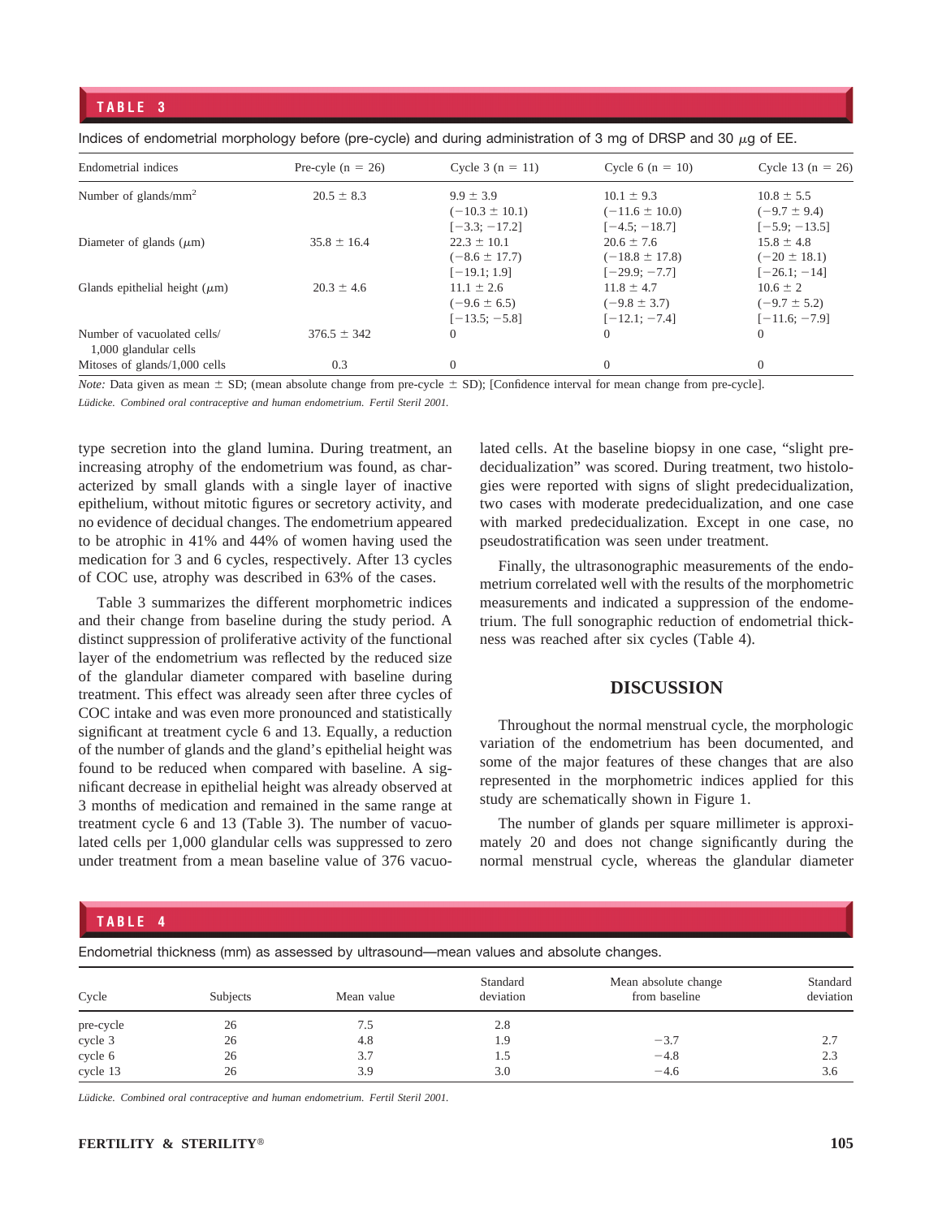**TABLE 3**

Indices of endometrial morphology before (pre-cycle) and during administration of 3 mg of DRSP and 30 $\mu$g of EE.

| Endometrial indices | Pre-cyle (n = 26) | Cycle 3 (n = 11) | Cycle 6 (n = 10) | Cycle 13 (n = 26) |
|---|---|---|---|---|
| Number of glands/mm$^2$ | 20.5 ± 8.3 | 9.9 ± 3.9 (−10.3 ± 10.1) [−3.3; −17.2] | 10.1 ± 9.3 (−11.6 ± 10.0) [−4.5; −18.7] | 10.8 ± 5.5 (−9.7 ± 9.4) [−5.9; −13.5] |
| Diameter of glands ($\mu$m) | 35.8 ± 16.4 | 22.3 ± 10.1 (−8.6 ± 17.7) [−19.1; 1.9] | 20.6 ± 7.6 (−18.8 ± 17.8) [−29.9; −7.7] | 15.8 ± 4.8 (−20 ± 18.1) [−26.1; −14] |
| Glands epithelial height ($\mu$m) | 20.3 ± 4.6 | 11.1 ± 2.6 (−9.6 ± 6.5) [−13.5; −5.8] | 11.8 ± 4.7 (−9.8 ± 3.7) [−12.1; −7.4] | 10.6 ± 2 (−9.7 ± 5.2) [−11.6; −7.9] |
| Number of vacuolated cells/ 1,000 glandular cells | 376.5 ± 342 | 0 | 0 | 0 |
| Mitoses of glands/1,000 cells | 0.3 | 0 | 0 | 0 |

*Note:* Data given as mean ± SD; (mean absolute change from pre-cycle ± SD); [Confidence interval for mean change from pre-cycle].

*Lüdicke. Combined oral contraceptive and human endometrium. Fertil Steril 2001.*

type secretion into the gland lumina. During treatment, an increasing atrophy of the endometrium was found, as characterized by small glands with a single layer of inactive epithelium, without mitotic figures or secretory activity, and no evidence of decidual changes. The endometrium appeared to be atrophic in 41% and 44% of women having used the medication for 3 and 6 cycles, respectively. After 13 cycles of COC use, atrophy was described in 63% of the cases.

Table 3 summarizes the different morphometric indices and their change from baseline during the study period. A distinct suppression of proliferative activity of the functional layer of the endometrium was reflected by the reduced size of the glandular diameter compared with baseline during treatment. This effect was already seen after three cycles of COC intake and was even more pronounced and statistically significant at treatment cycle 6 and 13. Equally, a reduction of the number of glands and the gland's epithelial height was found to be reduced when compared with baseline. A significant decrease in epithelial height was already observed at 3 months of medication and remained in the same range at treatment cycle 6 and 13 (Table 3). The number of vacuolated cells per 1,000 glandular cells was suppressed to zero under treatment from a mean baseline value of 376 vacuolated cells. At the baseline biopsy in one case, "slight predecidualization" was scored. During treatment, two histologies were reported with signs of slight predecidualization, two cases with moderate predecidualization, and one case with marked predecidualization. Except in one case, no pseudostratification was seen under treatment.

Finally, the ultrasonographic measurements of the endometrium correlated well with the results of the morphometric measurements and indicated a suppression of the endometrium. The full sonographic reduction of endometrial thickness was reached after six cycles (Table 4).

## DISCUSSION

Throughout the normal menstrual cycle, the morphologic variation of the endometrium has been documented, and some of the major features of these changes that are also represented in the morphometric indices applied for this study are schematically shown in Figure 1.

The number of glands per square millimeter is approximately 20 and does not change significantly during the normal menstrual cycle, whereas the glandular diameter

**TABLE 4**

Endometrial thickness (mm) as assessed by ultrasound—mean values and absolute changes.

| Cycle | Subjects | Mean value | Standard deviation | Mean absolute change from baseline | Standard deviation |
|---|---|---|---|---|---|
| pre-cycle | 26 | 7.5 | 2.8 | | |
| cycle 3 | 26 | 4.8 | 1.9 | −3.7 | 2.7 |
| cycle 6 | 26 | 3.7 | 1.5 | −4.8 | 2.3 |
| cycle 13 | 26 | 3.9 | 3.0 | −4.6 | 3.6 |

*Lüdicke. Combined oral contraceptive and human endometrium. Fertil Steril 2001.*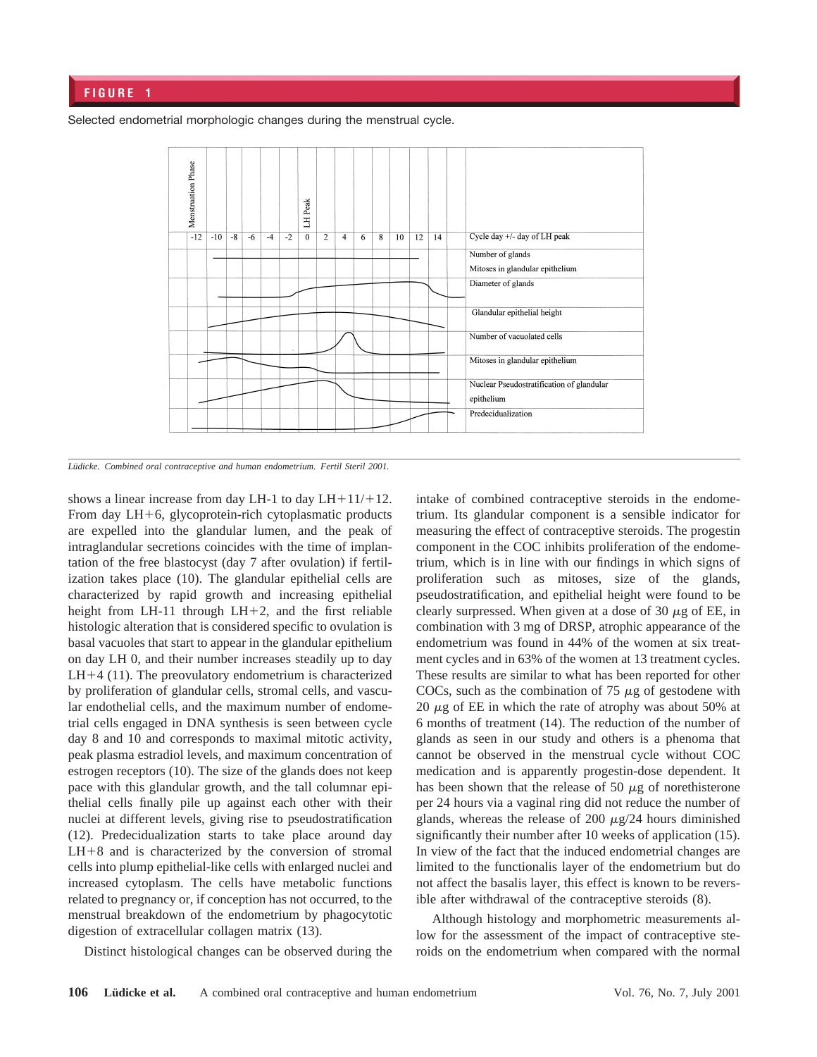## FIGURE 1

Selected endometrial morphologic changes during the menstrual cycle.

Lüdicke. Combined oral contraceptive and human endometrium. Fertil Steril 2001.

shows a linear increase from day LH-1 to day LH+11/+12. From day LH+6, glycoprotein-rich cytoplasmatic products are expelled into the glandular lumen, and the peak of intraglandular secretions coincides with the time of implantation of the free blastocyst (day 7 after ovulation) if fertilization takes place (10). The glandular epithelial cells are characterized by rapid growth and increasing epithelial height from LH-11 through LH+2, and the first reliable histologic alteration that is considered specific to ovulation is basal vacuoles that start to appear in the glandular epithelium on day LH 0, and their number increases steadily up to day LH+4 (11). The preovulatory endometrium is characterized by proliferation of glandular cells, stromal cells, and vascular endothelial cells, and the maximum number of endometrial cells engaged in DNA synthesis is seen between cycle day 8 and 10 and corresponds to maximal mitotic activity, peak plasma estradiol levels, and maximum concentration of estrogen receptors (10). The size of the glands does not keep pace with this glandular growth, and the tall columnar epithelial cells finally pile up against each other with their nuclei at different levels, giving rise to pseudostratification (12). Predecidualization starts to take place around day LH+8 and is characterized by the conversion of stromal cells into plump epithelial-like cells with enlarged nuclei and increased cytoplasm. The cells have metabolic functions related to pregnancy or, if conception has not occurred, to the menstrual breakdown of the endometrium by phagocytotic digestion of extracellular collagen matrix (13).

Distinct histological changes can be observed during the intake of combined contraceptive steroids in the endometrium. Its glandular component is a sensible indicator for measuring the effect of contraceptive steroids. The progestin component in the COC inhibits proliferation of the endometrium, which is in line with our findings in which signs of proliferation such as mitoses, size of the glands, pseudostratification, and epithelial height were found to be clearly surpressed. When given at a dose of 30 $\mu$g of EE, in combination with 3 mg of DRSP, atrophic appearance of the endometrium was found in 44% of the women at six treatment cycles and in 63% of the women at 13 treatment cycles. These results are similar to what has been reported for other COCs, such as the combination of 75 $\mu$g of gestodene with 20 $\mu$g of EE in which the rate of atrophy was about 50% at 6 months of treatment (14). The reduction of the number of glands as seen in our study and others is a phenoma that cannot be observed in the menstrual cycle without COC medication and is apparently progestin-dose dependent. It has been shown that the release of 50 $\mu$g of norethisterone per 24 hours via a vaginal ring did not reduce the number of glands, whereas the release of 200 $\mu$g/24 hours diminished significantly their number after 10 weeks of application (15). In view of the fact that the induced endometrial changes are limited to the functionalis layer of the endometrium but do not affect the basalis layer, this effect is known to be reversible after withdrawal of the contraceptive steroids (8).

Although histology and morphometric measurements allow for the assessment of the impact of contraceptive steroids on the endometrium when compared with the normal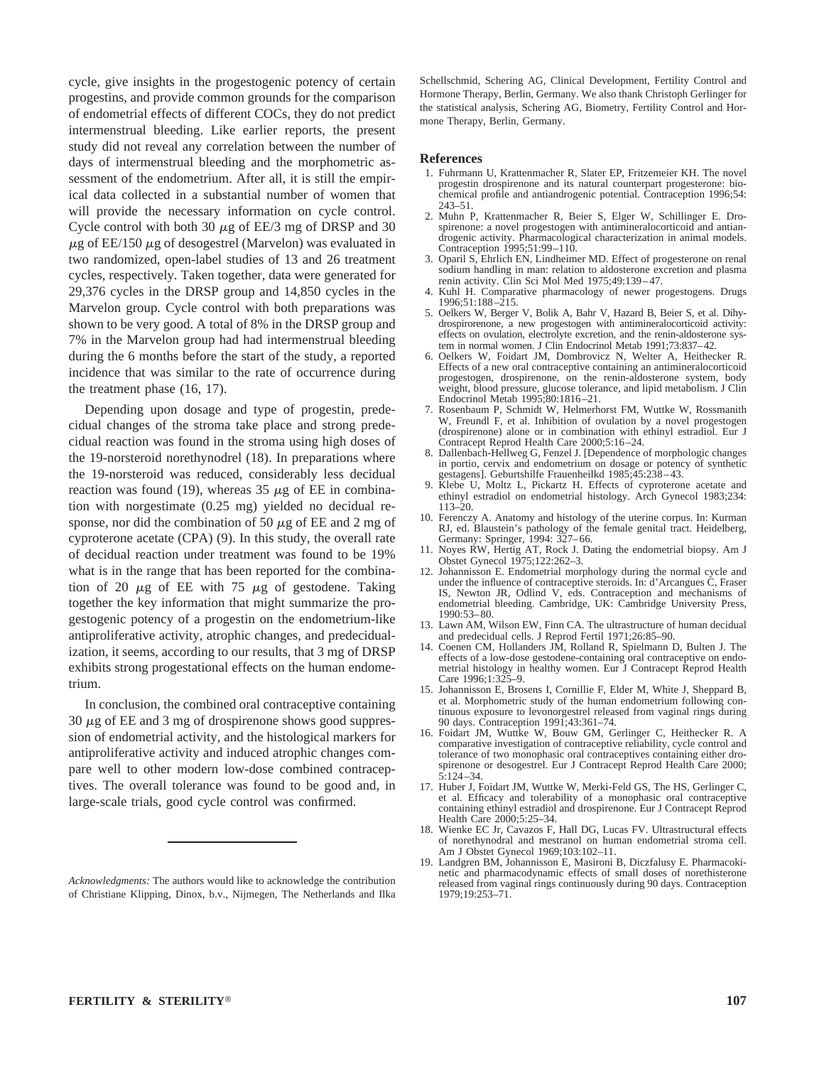cycle, give insights in the progestogenic potency of certain progestins, and provide common grounds for the comparison of endometrial effects of different COCs, they do not predict intermenstrual bleeding. Like earlier reports, the present study did not reveal any correlation between the number of days of intermenstrual bleeding and the morphometric assessment of the endometrium. After all, it is still the empirical data collected in a substantial number of women that will provide the necessary information on cycle control. Cycle control with both 30 $\mu$g of EE/3 mg of DRSP and 30 $\mu$g of EE/150 $\mu$g of desogestrel (Marvelon) was evaluated in two randomized, open-label studies of 13 and 26 treatment cycles, respectively. Taken together, data were generated for 29,376 cycles in the DRSP group and 14,850 cycles in the Marvelon group. Cycle control with both preparations was shown to be very good. A total of 8% in the DRSP group and 7% in the Marvelon group had had intermenstrual bleeding during the 6 months before the start of the study, a reported incidence that was similar to the rate of occurrence during the treatment phase (16, 17).

Depending upon dosage and type of progestin, predecidual changes of the stroma take place and strong predecidual reaction was found in the stroma using high doses of the 19-norsteroid norethynodrel (18). In preparations where the 19-norsteroid was reduced, considerably less decidual reaction was found (19), whereas 35 $\mu$g of EE in combination with norgestimate (0.25 mg) yielded no decidual response, nor did the combination of 50 $\mu$g of EE and 2 mg of cyproterone acetate (CPA) (9). In this study, the overall rate of decidual reaction under treatment was found to be 19% what is in the range that has been reported for the combination of 20 $\mu$g of EE with 75 $\mu$g of gestodene. Taking together the key information that might summarize the progestogenic potency of a progestin on the endometrium-like antiproliferative activity, atrophic changes, and predecidualization, it seems, according to our results, that 3 mg of DRSP exhibits strong progestational effects on the human endometrium.

In conclusion, the combined oral contraceptive containing 30 $\mu$g of EE and 3 mg of drospirenone shows good suppression of endometrial activity, and the histological markers for antiproliferative activity and induced atrophic changes compare well to other modern low-dose combined contraceptives. The overall tolerance was found to be good and, in large-scale trials, good cycle control was confirmed.

---

*Acknowledgments:* The authors would like to acknowledge the contribution of Christiane Klipping, Dinox, b.v., Nijmegen, The Netherlands and Ilka Schellschmid, Schering AG, Clinical Development, Fertility Control and Hormone Therapy, Berlin, Germany. We also thank Christoph Gerlinger for the statistical analysis, Schering AG, Biometry, Fertility Control and Hormone Therapy, Berlin, Germany.

## References

1. Fuhrmann U, Krattenmacher R, Slater EP, Fritzemeier KH. The novel progestin drospirenone and its natural counterpart progesterone: biochemical profile and antiandrogenic potential. Contraception 1996;54: 243–51.
2. Muhn P, Krattenmacher R, Beier S, Elger W, Schillinger E. Drospirenone: a novel progestogen with antimineralocorticoid and antiandrogenic activity. Pharmacological characterization in animal models. Contraception 1995;51:99–110.
3. Oparil S, Ehrlich EN, Lindheimer MD. Effect of progesterone on renal sodium handling in man: relation to aldosterone excretion and plasma renin activity. Clin Sci Mol Med 1975;49:139–47.
4. Kuhl H. Comparative pharmacology of newer progestogens. Drugs 1996;51:188–215.
5. Oelkers W, Berger V, Bolik A, Bahr V, Hazard B, Beier S, et al. Dihydrospirorenone, a new progestogen with antimineralocorticoid activity: effects on ovulation, electrolyte excretion, and the renin-aldosterone system in normal women. J Clin Endocrinol Metab 1991;73:837–42.
6. Oelkers W, Foidart JM, Dombrovicz N, Welter A, Heithecker R. Effects of a new oral contraceptive containing an antimineralocorticoid progestogen, drospirenone, on the renin-aldosterone system, body weight, blood pressure, glucose tolerance, and lipid metabolism. J Clin Endocrinol Metab 1995;80:1816–21.
7. Rosenbaum P, Schmidt W, Helmerhorst FM, Wuttke W, Rossmanith W, Freundl F, et al. Inhibition of ovulation by a novel progestogen (drospirenone) alone or in combination with ethinyl estradiol. Eur J Contracept Reprod Health Care 2000;5:16–24.
8. Dallenbach-Hellweg G, Fenzel J. [Dependence of morphologic changes in portio, cervix and endometrium on dosage or potency of synthetic gestagens]. Geburtshilfe Frauenheilkd 1985;45:238–43.
9. Klebe U, Moltz L, Pickartz H. Effects of cyproterone acetate and ethinyl estradiol on endometrial histology. Arch Gynecol 1983;234: 113–20.
10. Ferenczy A. Anatomy and histology of the uterine corpus. In: Kurman RJ, ed. Blaustein's pathology of the female genital tract. Heidelberg, Germany: Springer, 1994: 327–66.
11. Noyes RW, Hertig AT, Rock J. Dating the endometrial biopsy. Am J Obstet Gynecol 1975;122:262–3.
12. Johannisson E. Endometrial morphology during the normal cycle and under the influence of contraceptive steroids. In: d'Arcangues C, Fraser IS, Newton JR, Odlind V, eds. Contraception and mechanisms of endometrial bleeding. Cambridge, UK: Cambridge University Press, 1990:53–80.
13. Lawn AM, Wilson EW, Finn CA. The ultrastructure of human decidual and predecidual cells. J Reprod Fertil 1971;26:85–90.
14. Coenen CM, Hollanders JM, Rolland R, Spielmann D, Bulten J. The effects of a low-dose gestodene-containing oral contraceptive on endometrial histology in healthy women. Eur J Contracept Reprod Health Care 1996;1:325–9.
15. Johannisson E, Brosens I, Cornillie F, Elder M, White J, Sheppard B, et al. Morphometric study of the human endometrium following continuous exposure to levonorgestrel released from vaginal rings during 90 days. Contraception 1991;43:361–74.
16. Foidart JM, Wuttke W, Bouw GM, Gerlinger C, Heithecker R. A comparative investigation of contraceptive reliability, cycle control and tolerance of two monophasic oral contraceptives containing either drospirenone or desogestrel. Eur J Contracept Reprod Health Care 2000; 5:124–34.
17. Huber J, Foidart JM, Wuttke W, Merki-Feld GS, The HS, Gerlinger C, et al. Efficacy and tolerability of a monophasic oral contraceptive containing ethinyl estradiol and drospirenone. Eur J Contracept Reprod Health Care 2000;5:25–34.
18. Wienke EC Jr, Cavazos F, Hall DG, Lucas FV. Ultrastructural effects of norethynodral and mestranol on human endometrial stroma cell. Am J Obstet Gynecol 1969;103:102–11.
19. Landgren BM, Johannisson E, Masironi B, Diczfalusy E. Pharmacokinetic and pharmacodynamic effects of small doses of norethisterone released from vaginal rings continuously during 90 days. Contraception 1979;19:253–71.